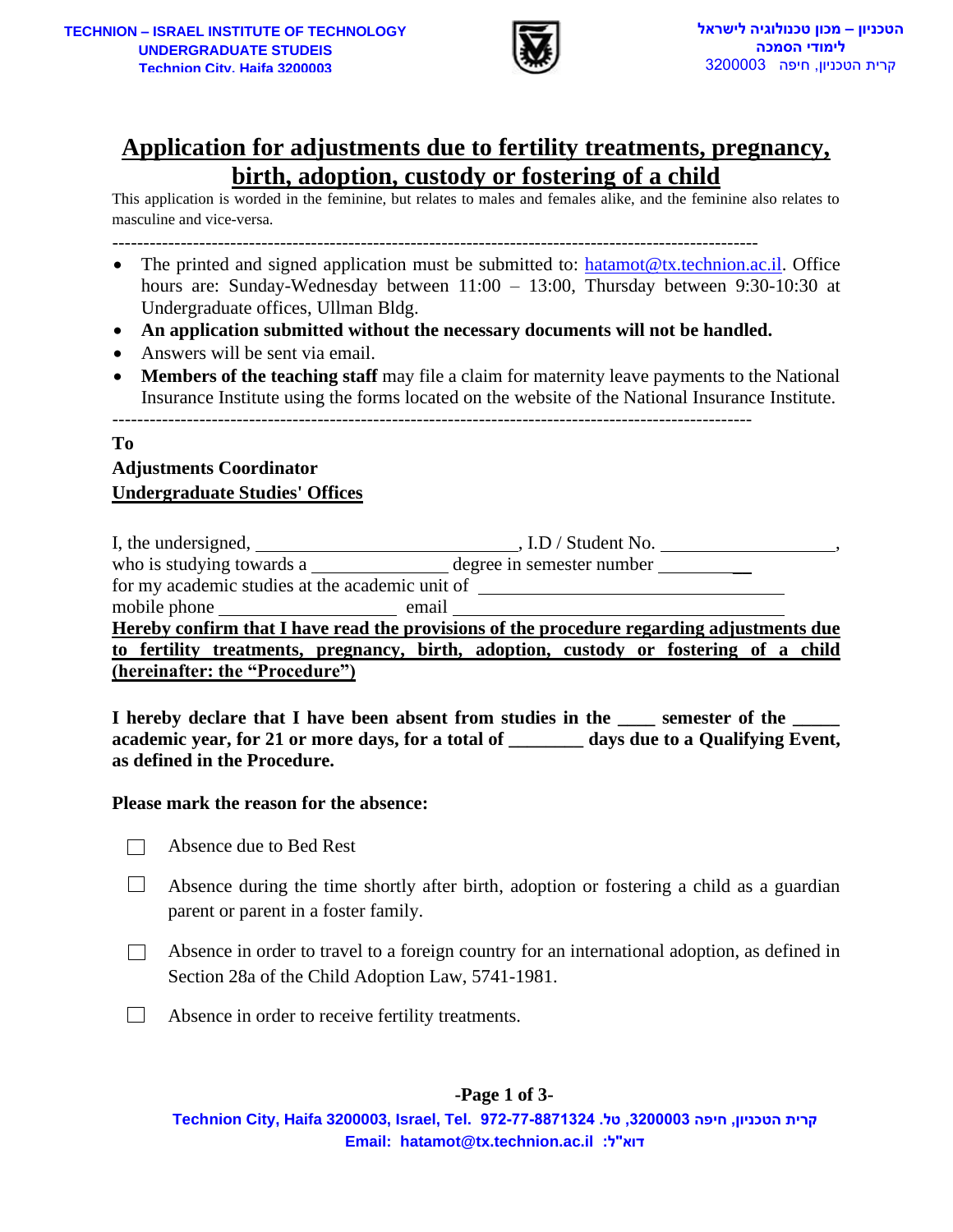TECHNION – ISRAEL INSTITUTE OF TECHNOLOGY
UNDERGRADUATE STUDEIS
Technion City, Haifa 3200003

הטכניון – מכון טכנולוגיה לישראל
לימודי הסמכה
קרית הטכניון, חיפה 3200003

# Application for adjustments due to fertility treatments, pregnancy, birth, adoption, custody or fostering of a child

This application is worded in the feminine, but relates to males and females alike, and the feminine also relates to masculine and vice-versa.

---

- The printed and signed application must be submitted to: hatamot@tx.technion.ac.il. Office hours are: Sunday-Wednesday between 11:00 – 13:00, Thursday between 9:30-10:30 at Undergraduate offices, Ullman Bldg.
- **An application submitted without the necessary documents will not be handled.**
- Answers will be sent via email.
- **Members of the teaching staff** may file a claim for maternity leave payments to the National Insurance Institute using the forms located on the website of the National Insurance Institute.

---

**To**
**Adjustments Coordinator**
**Undergraduate Studies' Offices**

I, the undersigned, ____________________________, I.D / Student No. __________________,
who is studying towards a ______________ degree in semester number __________
for my academic studies at the academic unit of ______________________________
mobile phone ___________________ email ____________________________________

**Hereby confirm that I have read the provisions of the procedure regarding adjustments due to fertility treatments, pregnancy, birth, adoption, custody or fostering of a child (hereinafter: the "Procedure")**

**I hereby declare that I have been absent from studies in the ____ semester of the _____ academic year, for 21 or more days, for a total of ________ days due to a Qualifying Event, as defined in the Procedure.**

**Please mark the reason for the absence:**

☐ Absence due to Bed Rest

☐ Absence during the time shortly after birth, adoption or fostering a child as a guardian parent or parent in a foster family.

☐ Absence in order to travel to a foreign country for an international adoption, as defined in Section 28a of the Child Adoption Law, 5741-1981.

☐ Absence in order to receive fertility treatments.

Technion City, Haifa 3200003, Israel, Tel. 972-77-8871324 קרית הטכניון, חיפה 3200003, טל.
Email: hatamot@tx.technion.ac.il :דוא"ל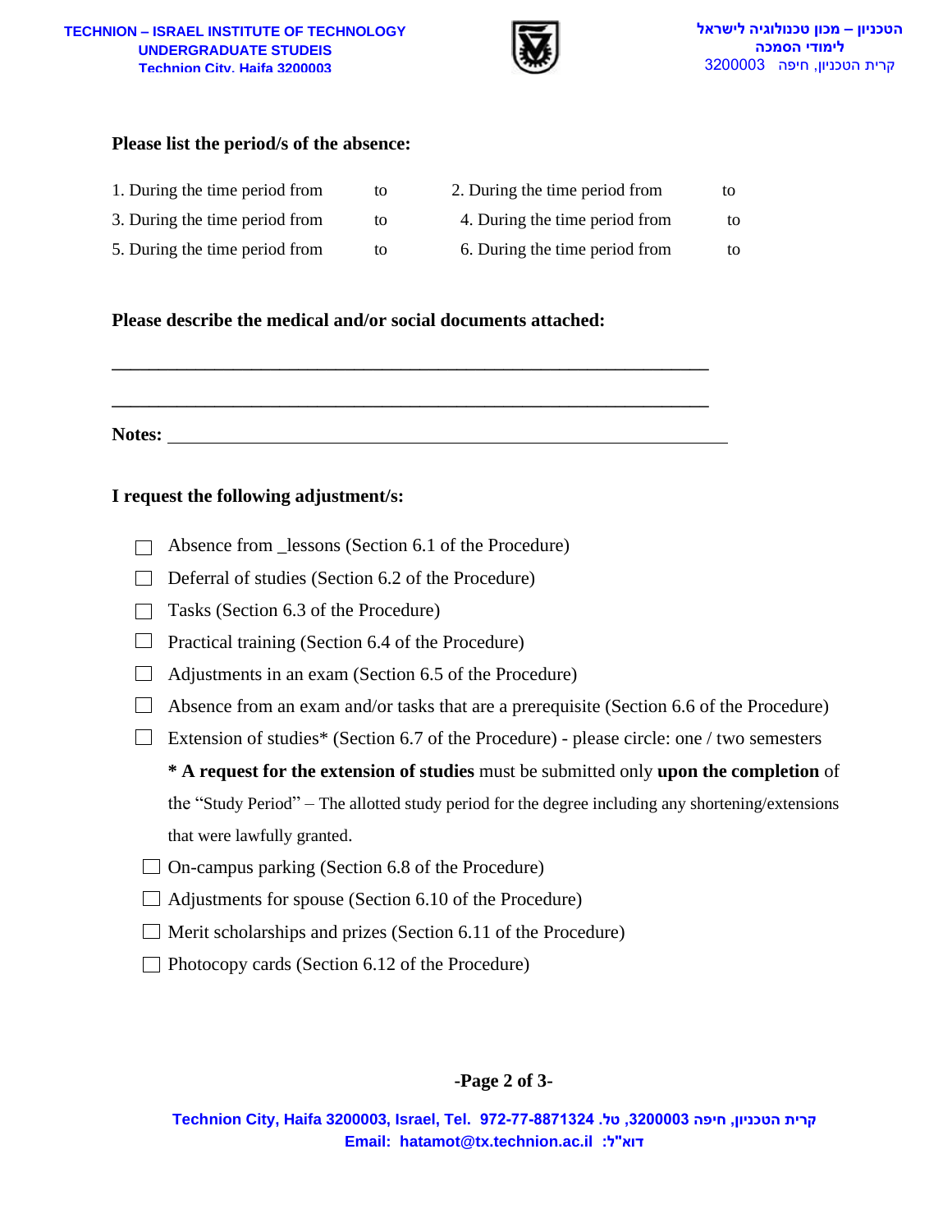**Please list the period/s of the absence:**

1. During the time period from to
2. During the time period from to
3. During the time period from to
4. During the time period from to
5. During the time period from to
6. During the time period from to

**Please describe the medical and/or social documents attached:**

\_\_\_\_\_\_\_\_\_\_\_\_\_\_\_\_\_\_\_\_\_\_\_\_\_\_\_\_\_\_\_\_\_\_\_\_\_\_\_\_\_\_\_\_\_\_\_\_\_\_\_\_\_\_\_\_\_\_\_\_

\_\_\_\_\_\_\_\_\_\_\_\_\_\_\_\_\_\_\_\_\_\_\_\_\_\_\_\_\_\_\_\_\_\_\_\_\_\_\_\_\_\_\_\_\_\_\_\_\_\_\_\_\_\_\_\_\_\_\_\_

**Notes:** \_\_\_\_\_\_\_\_\_\_\_\_\_\_\_\_\_\_\_\_\_\_\_\_\_\_\_\_\_\_\_\_\_\_\_\_\_\_\_\_\_\_\_\_\_\_\_\_\_\_\_\_\_\_\_\_\_\_\_\_

**I request the following adjustment/s:**

- ☐ Absence from _lessons (Section 6.1 of the Procedure)
- ☐ Deferral of studies (Section 6.2 of the Procedure)
- ☐ Tasks (Section 6.3 of the Procedure)
- ☐ Practical training (Section 6.4 of the Procedure)
- ☐ Adjustments in an exam (Section 6.5 of the Procedure)
- ☐ Absence from an exam and/or tasks that are a prerequisite (Section 6.6 of the Procedure)
- ☐ Extension of studies* (Section 6.7 of the Procedure) - please circle: one / two semesters

  **\* A request for the extension of studies** must be submitted only **upon the completion** of the "Study Period" – The allotted study period for the degree including any shortening/extensions that were lawfully granted.
- ☐ On-campus parking (Section 6.8 of the Procedure)
- ☐ Adjustments for spouse (Section 6.10 of the Procedure)
- ☐ Merit scholarships and prizes (Section 6.11 of the Procedure)
- ☐ Photocopy cards (Section 6.12 of the Procedure)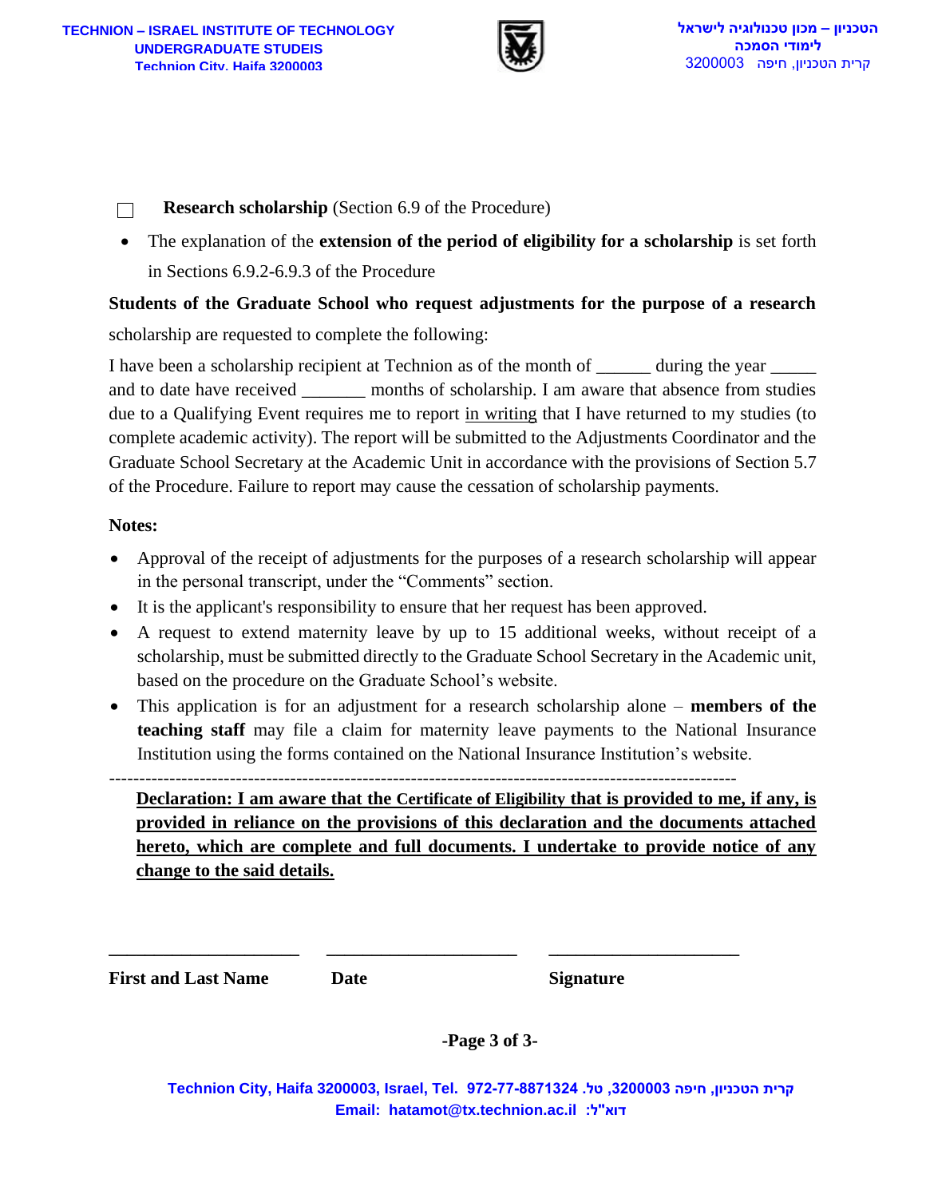☐ **Research scholarship** (Section 6.9 of the Procedure)

- The explanation of the **extension of the period of eligibility for a scholarship** is set forth in Sections 6.9.2-6.9.3 of the Procedure

**Students of the Graduate School who request adjustments for the purpose of a research** scholarship are requested to complete the following:

I have been a scholarship recipient at Technion as of the month of ______ during the year _____ and to date have received _______ months of scholarship. I am aware that absence from studies due to a Qualifying Event requires me to report <u>in writing</u> that I have returned to my studies (to complete academic activity). The report will be submitted to the Adjustments Coordinator and the Graduate School Secretary at the Academic Unit in accordance with the provisions of Section 5.7 of the Procedure. Failure to report may cause the cessation of scholarship payments.

**Notes:**

- Approval of the receipt of adjustments for the purposes of a research scholarship will appear in the personal transcript, under the "Comments" section.
- It is the applicant's responsibility to ensure that her request has been approved.
- A request to extend maternity leave by up to 15 additional weeks, without receipt of a scholarship, must be submitted directly to the Graduate School Secretary in the Academic unit, based on the procedure on the Graduate School's website.
- This application is for an adjustment for a research scholarship alone – **members of the teaching staff** may file a claim for maternity leave payments to the National Insurance Institution using the forms contained on the National Insurance Institution's website.

------------------------------------------------------------------------------------------------------

**<u>Declaration: I am aware that the Certificate of Eligibility that is provided to me, if any, is provided in reliance on the provisions of this declaration and the documents attached hereto, which are complete and full documents. I undertake to provide notice of any change to the said details.</u>**

| ____________________ | ____________________ | ____________________ |
| --- | --- | --- |
| **First and Last Name** | **Date** | **Signature** |

Technion City, Haifa 3200003, Israel, Tel. 972-77-8871324 .קרית הטכניון, חיפה 3200003, טל

Email: hatamot@tx.technion.ac.il :דוא"ל